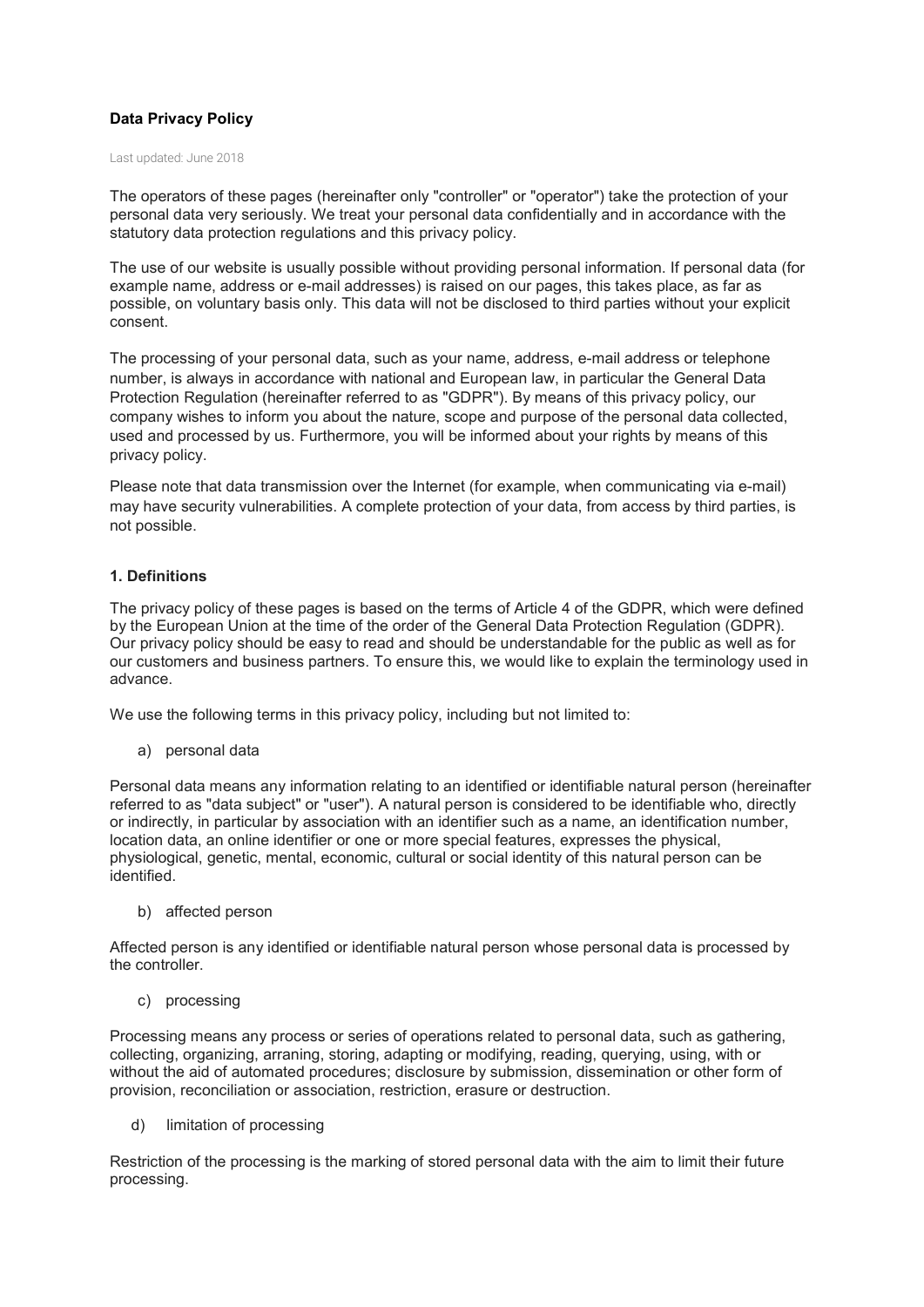**Data Privacy Policy**

Last updated: June 2018

The operators of these pages (hereinafter only "controller" or "operator") take the protection of your personal data very seriously. We treat your personal data confidentially and in accordance with the statutory data protection regulations and this privacy policy.

The use of our website is usually possible without providing personal information. If personal data (for example name, address or e-mail addresses) is raised on our pages, this takes place, as far as possible, on voluntary basis only. This data will not be disclosed to third parties without your explicit consent.

The processing of your personal data, such as your name, address, e-mail address or telephone number, is always in accordance with national and European law, in particular the General Data Protection Regulation (hereinafter referred to as "GDPR"). By means of this privacy policy, our company wishes to inform you about the nature, scope and purpose of the personal data collected, used and processed by us. Furthermore, you will be informed about your rights by means of this privacy policy.

Please note that data transmission over the Internet (for example, when communicating via e-mail) may have security vulnerabilities. A complete protection of your data, from access by third parties, is not possible.

**1. Definitions**

The privacy policy of these pages is based on the terms of Article 4 of the GDPR, which were defined by the European Union at the time of the order of the General Data Protection Regulation (GDPR). Our privacy policy should be easy to read and should be understandable for the public as well as for our customers and business partners. To ensure this, we would like to explain the terminology used in advance.

We use the following terms in this privacy policy, including but not limited to:

a) personal data

Personal data means any information relating to an identified or identifiable natural person (hereinafter referred to as "data subject" or "user"). A natural person is considered to be identifiable who, directly or indirectly, in particular by association with an identifier such as a name, an identification number, location data, an online identifier or one or more special features, expresses the physical, physiological, genetic, mental, economic, cultural or social identity of this natural person can be identified.

b) affected person

Affected person is any identified or identifiable natural person whose personal data is processed by the controller.

c) processing

Processing means any process or series of operations related to personal data, such as gathering, collecting, organizing, arraning, storing, adapting or modifying, reading, querying, using, with or without the aid of automated procedures; disclosure by submission, dissemination or other form of provision, reconciliation or association, restriction, erasure or destruction.

d) limitation of processing

Restriction of the processing is the marking of stored personal data with the aim to limit their future processing.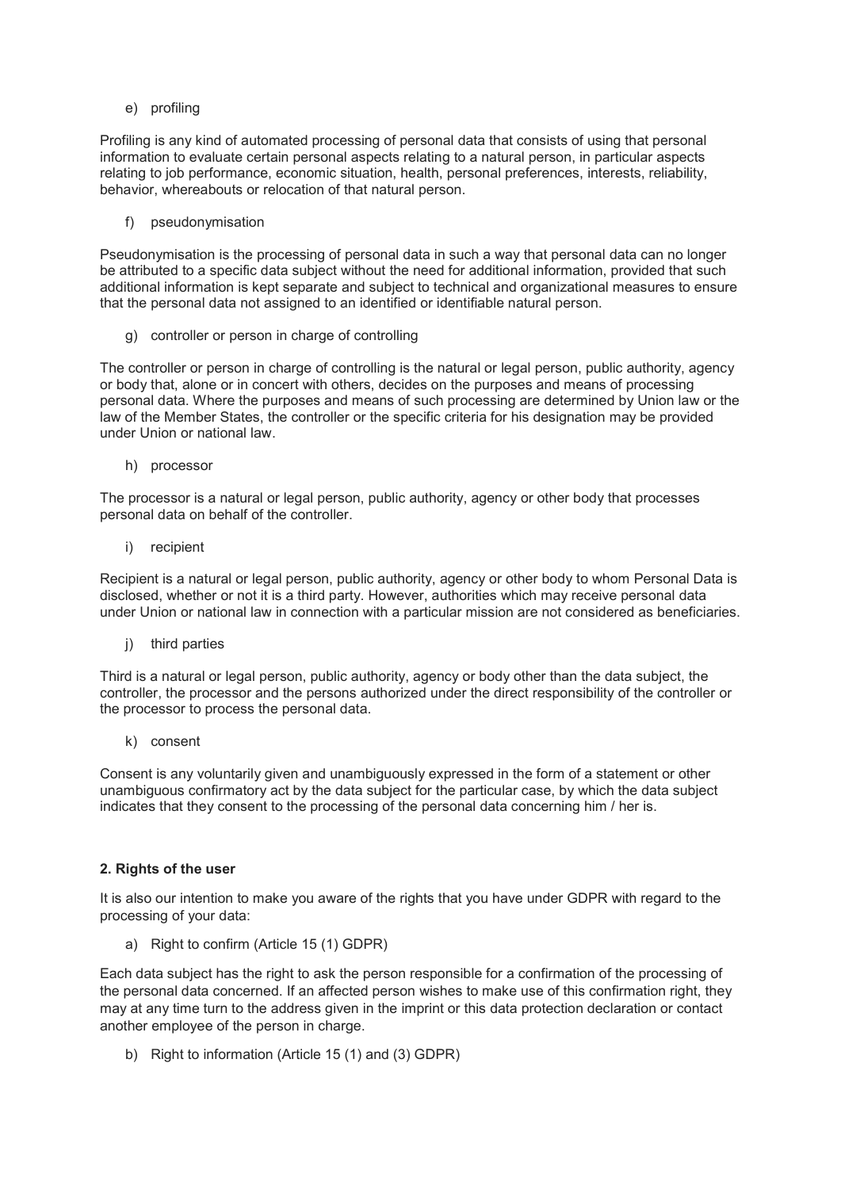e) profiling

Profiling is any kind of automated processing of personal data that consists of using that personal information to evaluate certain personal aspects relating to a natural person, in particular aspects relating to job performance, economic situation, health, personal preferences, interests, reliability, behavior, whereabouts or relocation of that natural person.

f) pseudonymisation

Pseudonymisation is the processing of personal data in such a way that personal data can no longer be attributed to a specific data subject without the need for additional information, provided that such additional information is kept separate and subject to technical and organizational measures to ensure that the personal data not assigned to an identified or identifiable natural person.

g) controller or person in charge of controlling

The controller or person in charge of controlling is the natural or legal person, public authority, agency or body that, alone or in concert with others, decides on the purposes and means of processing personal data. Where the purposes and means of such processing are determined by Union law or the law of the Member States, the controller or the specific criteria for his designation may be provided under Union or national law.

h) processor

The processor is a natural or legal person, public authority, agency or other body that processes personal data on behalf of the controller.

i) recipient

Recipient is a natural or legal person, public authority, agency or other body to whom Personal Data is disclosed, whether or not it is a third party. However, authorities which may receive personal data under Union or national law in connection with a particular mission are not considered as beneficiaries.

j) third parties

Third is a natural or legal person, public authority, agency or body other than the data subject, the controller, the processor and the persons authorized under the direct responsibility of the controller or the processor to process the personal data.

k) consent

Consent is any voluntarily given and unambiguously expressed in the form of a statement or other unambiguous confirmatory act by the data subject for the particular case, by which the data subject indicates that they consent to the processing of the personal data concerning him / her is.

**2. Rights of the user**

It is also our intention to make you aware of the rights that you have under GDPR with regard to the processing of your data:

a) Right to confirm (Article 15 (1) GDPR)

Each data subject has the right to ask the person responsible for a confirmation of the processing of the personal data concerned. If an affected person wishes to make use of this confirmation right, they may at any time turn to the address given in the imprint or this data protection declaration or contact another employee of the person in charge.

b) Right to information (Article 15 (1) and (3) GDPR)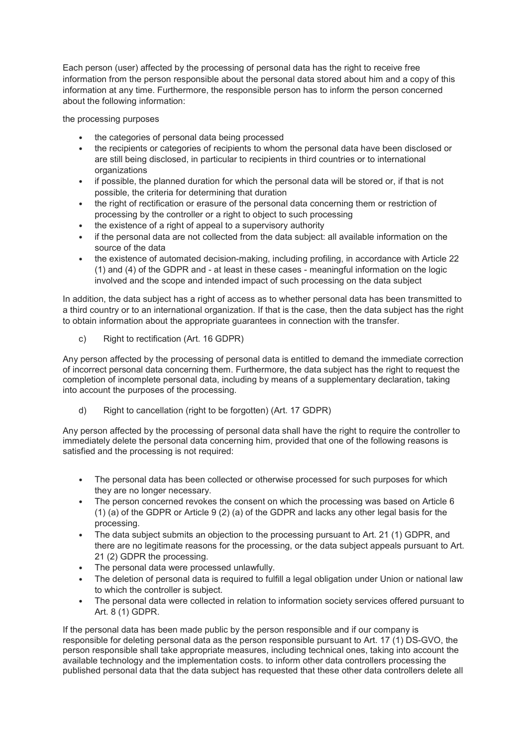Each person (user) affected by the processing of personal data has the right to receive free information from the person responsible about the personal data stored about him and a copy of this information at any time. Furthermore, the responsible person has to inform the person concerned about the following information:

the processing purposes

- the categories of personal data being processed
- the recipients or categories of recipients to whom the personal data have been disclosed or are still being disclosed, in particular to recipients in third countries or to international organizations
- if possible, the planned duration for which the personal data will be stored or, if that is not possible, the criteria for determining that duration
- the right of rectification or erasure of the personal data concerning them or restriction of processing by the controller or a right to object to such processing
- the existence of a right of appeal to a supervisory authority
- if the personal data are not collected from the data subject: all available information on the source of the data
- the existence of automated decision-making, including profiling, in accordance with Article 22 (1) and (4) of the GDPR and - at least in these cases - meaningful information on the logic involved and the scope and intended impact of such processing on the data subject

In addition, the data subject has a right of access as to whether personal data has been transmitted to a third country or to an international organization. If that is the case, then the data subject has the right to obtain information about the appropriate guarantees in connection with the transfer.

c) Right to rectification (Art. 16 GDPR)

Any person affected by the processing of personal data is entitled to demand the immediate correction of incorrect personal data concerning them. Furthermore, the data subject has the right to request the completion of incomplete personal data, including by means of a supplementary declaration, taking into account the purposes of the processing.

d) Right to cancellation (right to be forgotten) (Art. 17 GDPR)

Any person affected by the processing of personal data shall have the right to require the controller to immediately delete the personal data concerning him, provided that one of the following reasons is satisfied and the processing is not required:

- The personal data has been collected or otherwise processed for such purposes for which they are no longer necessary.
- The person concerned revokes the consent on which the processing was based on Article 6 (1) (a) of the GDPR or Article 9 (2) (a) of the GDPR and lacks any other legal basis for the processing.
- The data subject submits an objection to the processing pursuant to Art. 21 (1) GDPR, and there are no legitimate reasons for the processing, or the data subject appeals pursuant to Art. 21 (2) GDPR the processing.
- The personal data were processed unlawfully.
- The deletion of personal data is required to fulfill a legal obligation under Union or national law to which the controller is subject.
- The personal data were collected in relation to information society services offered pursuant to Art. 8 (1) GDPR.

If the personal data has been made public by the person responsible and if our company is responsible for deleting personal data as the person responsible pursuant to Art. 17 (1) DS-GVO, the person responsible shall take appropriate measures, including technical ones, taking into account the available technology and the implementation costs. to inform other data controllers processing the published personal data that the data subject has requested that these other data controllers delete all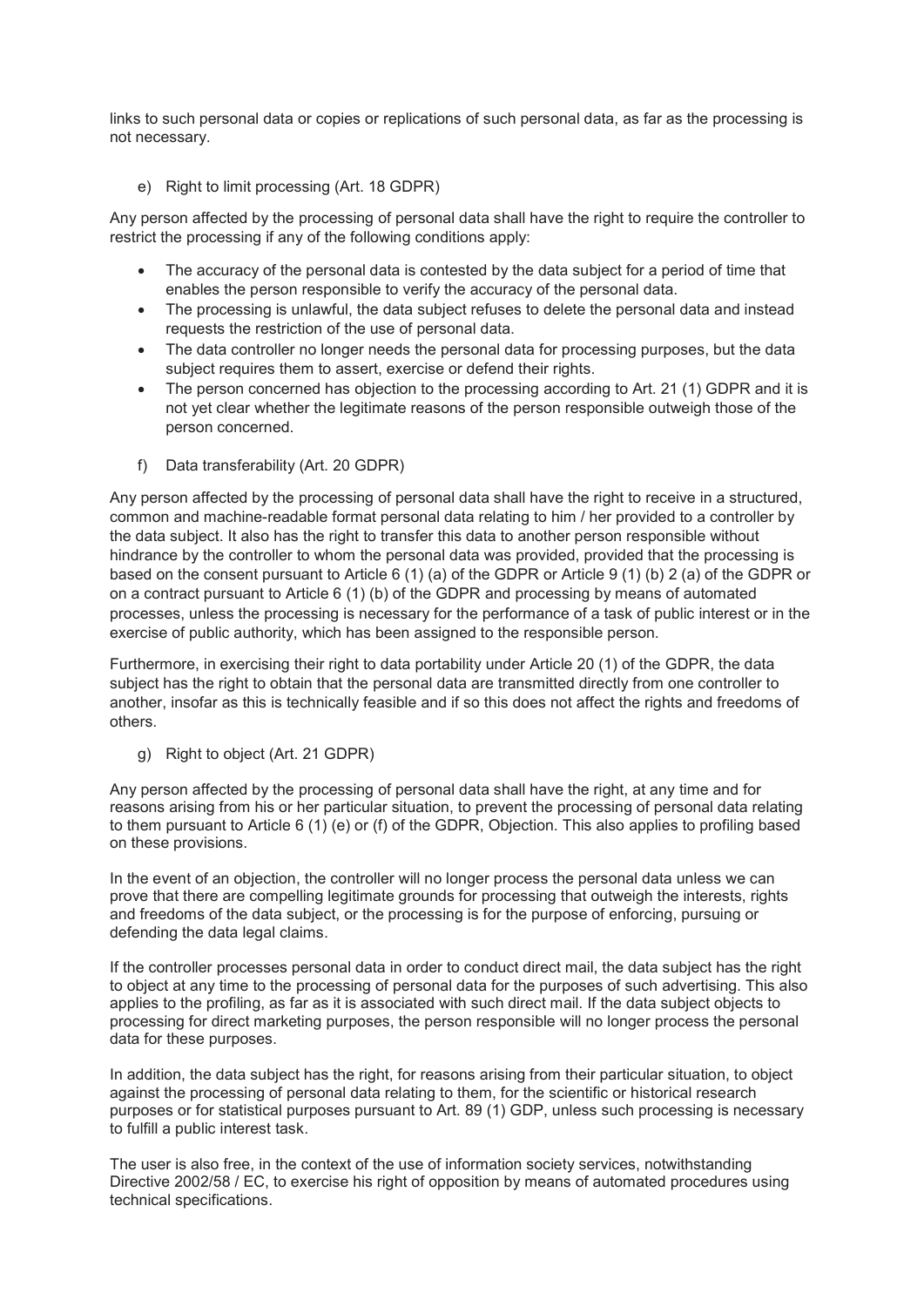links to such personal data or copies or replications of such personal data, as far as the processing is not necessary.

e) Right to limit processing (Art. 18 GDPR)

Any person affected by the processing of personal data shall have the right to require the controller to restrict the processing if any of the following conditions apply:

- The accuracy of the personal data is contested by the data subject for a period of time that enables the person responsible to verify the accuracy of the personal data.
- The processing is unlawful, the data subject refuses to delete the personal data and instead requests the restriction of the use of personal data.
- The data controller no longer needs the personal data for processing purposes, but the data subject requires them to assert, exercise or defend their rights.
- The person concerned has objection to the processing according to Art. 21 (1) GDPR and it is not yet clear whether the legitimate reasons of the person responsible outweigh those of the person concerned.

f) Data transferability (Art. 20 GDPR)

Any person affected by the processing of personal data shall have the right to receive in a structured, common and machine-readable format personal data relating to him / her provided to a controller by the data subject. It also has the right to transfer this data to another person responsible without hindrance by the controller to whom the personal data was provided, provided that the processing is based on the consent pursuant to Article 6 (1) (a) of the GDPR or Article 9 (1) (b) 2 (a) of the GDPR or on a contract pursuant to Article 6 (1) (b) of the GDPR and processing by means of automated processes, unless the processing is necessary for the performance of a task of public interest or in the exercise of public authority, which has been assigned to the responsible person.

Furthermore, in exercising their right to data portability under Article 20 (1) of the GDPR, the data subject has the right to obtain that the personal data are transmitted directly from one controller to another, insofar as this is technically feasible and if so this does not affect the rights and freedoms of others.

g) Right to object (Art. 21 GDPR)

Any person affected by the processing of personal data shall have the right, at any time and for reasons arising from his or her particular situation, to prevent the processing of personal data relating to them pursuant to Article 6 (1) (e) or (f) of the GDPR, Objection. This also applies to profiling based on these provisions.

In the event of an objection, the controller will no longer process the personal data unless we can prove that there are compelling legitimate grounds for processing that outweigh the interests, rights and freedoms of the data subject, or the processing is for the purpose of enforcing, pursuing or defending the data legal claims.

If the controller processes personal data in order to conduct direct mail, the data subject has the right to object at any time to the processing of personal data for the purposes of such advertising. This also applies to the profiling, as far as it is associated with such direct mail. If the data subject objects to processing for direct marketing purposes, the person responsible will no longer process the personal data for these purposes.

In addition, the data subject has the right, for reasons arising from their particular situation, to object against the processing of personal data relating to them, for the scientific or historical research purposes or for statistical purposes pursuant to Art. 89 (1) GDP, unless such processing is necessary to fulfill a public interest task.

The user is also free, in the context of the use of information society services, notwithstanding Directive 2002/58 / EC, to exercise his right of opposition by means of automated procedures using technical specifications.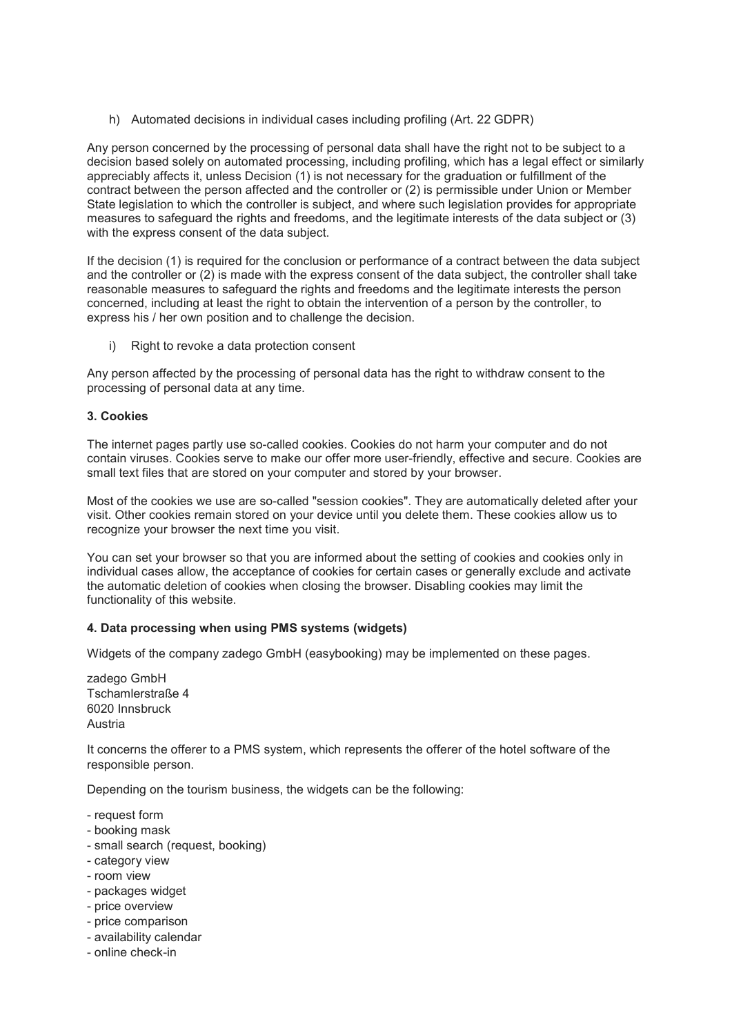h) Automated decisions in individual cases including profiling (Art. 22 GDPR)

Any person concerned by the processing of personal data shall have the right not to be subject to a decision based solely on automated processing, including profiling, which has a legal effect or similarly appreciably affects it, unless Decision (1) is not necessary for the graduation or fulfillment of the contract between the person affected and the controller or (2) is permissible under Union or Member State legislation to which the controller is subject, and where such legislation provides for appropriate measures to safeguard the rights and freedoms, and the legitimate interests of the data subject or (3) with the express consent of the data subject.

If the decision (1) is required for the conclusion or performance of a contract between the data subject and the controller or (2) is made with the express consent of the data subject, the controller shall take reasonable measures to safeguard the rights and freedoms and the legitimate interests the person concerned, including at least the right to obtain the intervention of a person by the controller, to express his / her own position and to challenge the decision.

i) Right to revoke a data protection consent

Any person affected by the processing of personal data has the right to withdraw consent to the processing of personal data at any time.

### 3. Cookies

The internet pages partly use so-called cookies. Cookies do not harm your computer and do not contain viruses. Cookies serve to make our offer more user-friendly, effective and secure. Cookies are small text files that are stored on your computer and stored by your browser.

Most of the cookies we use are so-called "session cookies". They are automatically deleted after your visit. Other cookies remain stored on your device until you delete them. These cookies allow us to recognize your browser the next time you visit.

You can set your browser so that you are informed about the setting of cookies and cookies only in individual cases allow, the acceptance of cookies for certain cases or generally exclude and activate the automatic deletion of cookies when closing the browser. Disabling cookies may limit the functionality of this website.

### 4. Data processing when using PMS systems (widgets)

Widgets of the company zadego GmbH (easybooking) may be implemented on these pages.

zadego GmbH  
Tschamlerstraße 4  
6020 Innsbruck  
Austria

It concerns the offerer to a PMS system, which represents the offerer of the hotel software of the responsible person.

Depending on the tourism business, the widgets can be the following:

- request form
- booking mask
- small search (request, booking)
- category view
- room view
- packages widget
- price overview
- price comparison
- availability calendar
- online check-in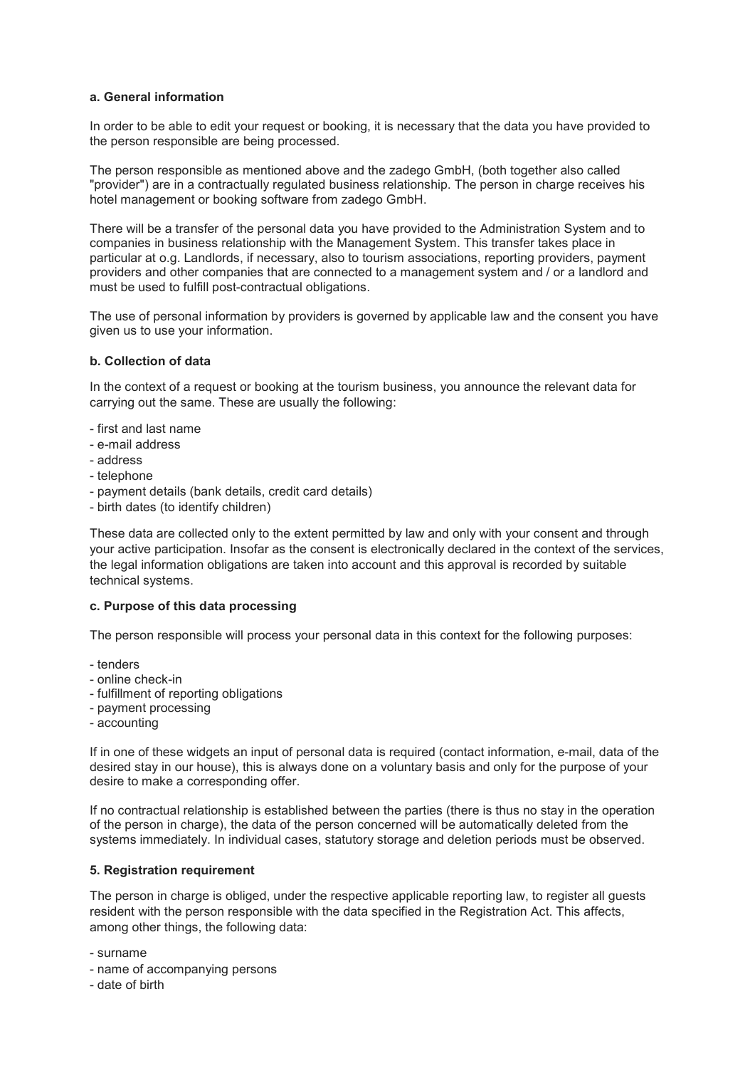#### a. General information

In order to be able to edit your request or booking, it is necessary that the data you have provided to the person responsible are being processed.

The person responsible as mentioned above and the zadego GmbH, (both together also called "provider") are in a contractually regulated business relationship. The person in charge receives his hotel management or booking software from zadego GmbH.

There will be a transfer of the personal data you have provided to the Administration System and to companies in business relationship with the Management System. This transfer takes place in particular at o.g. Landlords, if necessary, also to tourism associations, reporting providers, payment providers and other companies that are connected to a management system and / or a landlord and must be used to fulfill post-contractual obligations.

The use of personal information by providers is governed by applicable law and the consent you have given us to use your information.

#### b. Collection of data

In the context of a request or booking at the tourism business, you announce the relevant data for carrying out the same. These are usually the following:

- first and last name
- e-mail address
- address
- telephone
- payment details (bank details, credit card details)
- birth dates (to identify children)

These data are collected only to the extent permitted by law and only with your consent and through your active participation. Insofar as the consent is electronically declared in the context of the services, the legal information obligations are taken into account and this approval is recorded by suitable technical systems.

#### c. Purpose of this data processing

The person responsible will process your personal data in this context for the following purposes:

- tenders
- online check-in
- fulfillment of reporting obligations
- payment processing
- accounting

If in one of these widgets an input of personal data is required (contact information, e-mail, data of the desired stay in our house), this is always done on a voluntary basis and only for the purpose of your desire to make a corresponding offer.

If no contractual relationship is established between the parties (there is thus no stay in the operation of the person in charge), the data of the person concerned will be automatically deleted from the systems immediately. In individual cases, statutory storage and deletion periods must be observed.

### 5. Registration requirement

The person in charge is obliged, under the respective applicable reporting law, to register all guests resident with the person responsible with the data specified in the Registration Act. This affects, among other things, the following data:

- surname
- name of accompanying persons
- date of birth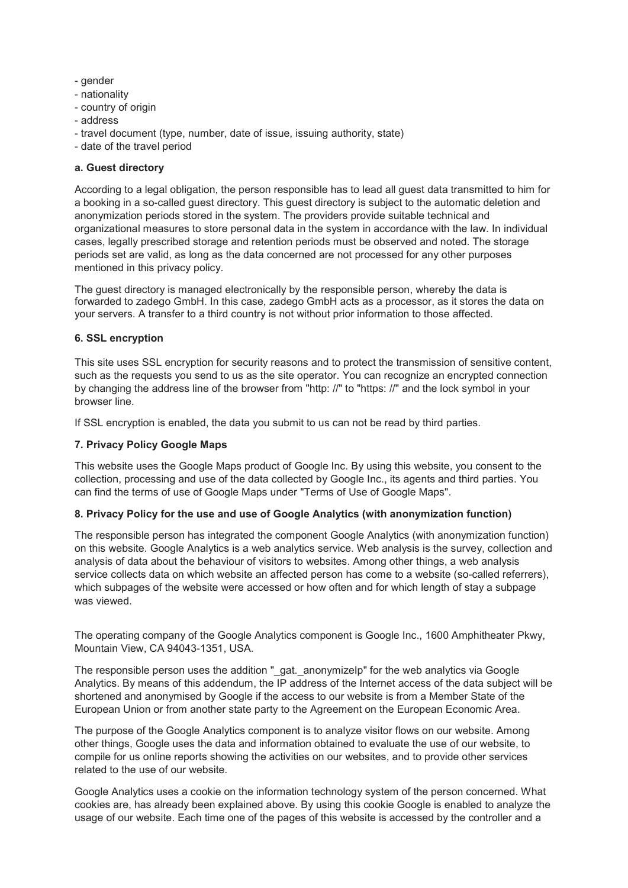- gender
- nationality
- country of origin
- address
- travel document (type, number, date of issue, issuing authority, state)
- date of the travel period

**a. Guest directory**

According to a legal obligation, the person responsible has to lead all guest data transmitted to him for a booking in a so-called guest directory. This guest directory is subject to the automatic deletion and anonymization periods stored in the system. The providers provide suitable technical and organizational measures to store personal data in the system in accordance with the law. In individual cases, legally prescribed storage and retention periods must be observed and noted. The storage periods set are valid, as long as the data concerned are not processed for any other purposes mentioned in this privacy policy.

The guest directory is managed electronically by the responsible person, whereby the data is forwarded to zadego GmbH. In this case, zadego GmbH acts as a processor, as it stores the data on your servers. A transfer to a third country is not without prior information to those affected.

**6. SSL encryption**

This site uses SSL encryption for security reasons and to protect the transmission of sensitive content, such as the requests you send to us as the site operator. You can recognize an encrypted connection by changing the address line of the browser from "http: //" to "https: //" and the lock symbol in your browser line.

If SSL encryption is enabled, the data you submit to us can not be read by third parties.

**7. Privacy Policy Google Maps**

This website uses the Google Maps product of Google Inc. By using this website, you consent to the collection, processing and use of the data collected by Google Inc., its agents and third parties. You can find the terms of use of Google Maps under "Terms of Use of Google Maps".

**8. Privacy Policy for the use and use of Google Analytics (with anonymization function)**

The responsible person has integrated the component Google Analytics (with anonymization function) on this website. Google Analytics is a web analytics service. Web analysis is the survey, collection and analysis of data about the behaviour of visitors to websites. Among other things, a web analysis service collects data on which website an affected person has come to a website (so-called referrers), which subpages of the website were accessed or how often and for which length of stay a subpage was viewed.

The operating company of the Google Analytics component is Google Inc., 1600 Amphitheater Pkwy, Mountain View, CA 94043-1351, USA.

The responsible person uses the addition "_gat._anonymizeIp" for the web analytics via Google Analytics. By means of this addendum, the IP address of the Internet access of the data subject will be shortened and anonymised by Google if the access to our website is from a Member State of the European Union or from another state party to the Agreement on the European Economic Area.

The purpose of the Google Analytics component is to analyze visitor flows on our website. Among other things, Google uses the data and information obtained to evaluate the use of our website, to compile for us online reports showing the activities on our websites, and to provide other services related to the use of our website.

Google Analytics uses a cookie on the information technology system of the person concerned. What cookies are, has already been explained above. By using this cookie Google is enabled to analyze the usage of our website. Each time one of the pages of this website is accessed by the controller and a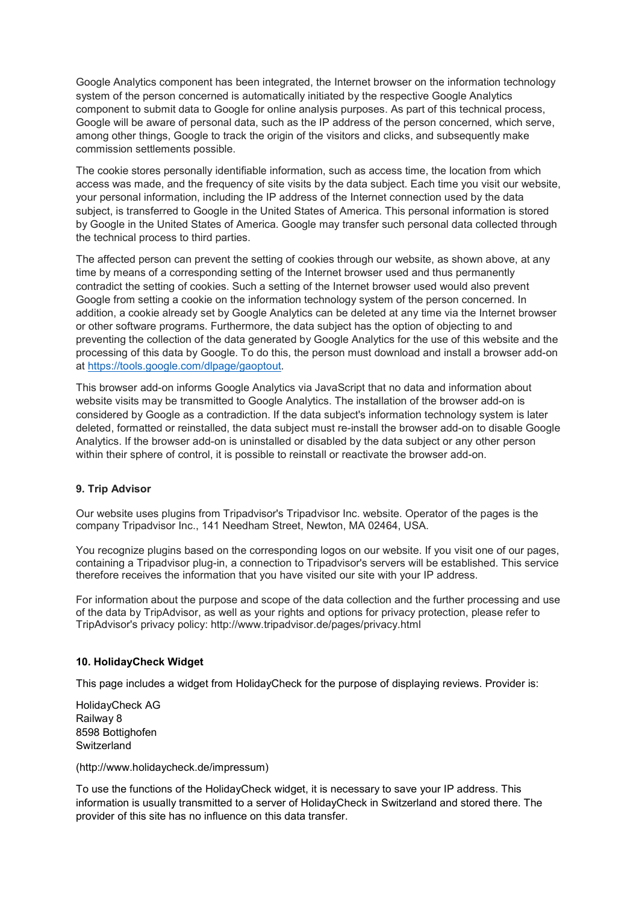Google Analytics component has been integrated, the Internet browser on the information technology system of the person concerned is automatically initiated by the respective Google Analytics component to submit data to Google for online analysis purposes. As part of this technical process, Google will be aware of personal data, such as the IP address of the person concerned, which serve, among other things, Google to track the origin of the visitors and clicks, and subsequently make commission settlements possible.

The cookie stores personally identifiable information, such as access time, the location from which access was made, and the frequency of site visits by the data subject. Each time you visit our website, your personal information, including the IP address of the Internet connection used by the data subject, is transferred to Google in the United States of America. This personal information is stored by Google in the United States of America. Google may transfer such personal data collected through the technical process to third parties.

The affected person can prevent the setting of cookies through our website, as shown above, at any time by means of a corresponding setting of the Internet browser used and thus permanently contradict the setting of cookies. Such a setting of the Internet browser used would also prevent Google from setting a cookie on the information technology system of the person concerned. In addition, a cookie already set by Google Analytics can be deleted at any time via the Internet browser or other software programs. Furthermore, the data subject has the option of objecting to and preventing the collection of the data generated by Google Analytics for the use of this website and the processing of this data by Google. To do this, the person must download and install a browser add-on at [https://tools.google.com/dlpage/gaoptout](https://tools.google.com/dlpage/gaoptout).

This browser add-on informs Google Analytics via JavaScript that no data and information about website visits may be transmitted to Google Analytics. The installation of the browser add-on is considered by Google as a contradiction. If the data subject's information technology system is later deleted, formatted or reinstalled, the data subject must re-install the browser add-on to disable Google Analytics. If the browser add-on is uninstalled or disabled by the data subject or any other person within their sphere of control, it is possible to reinstall or reactivate the browser add-on.

### 9. Trip Advisor

Our website uses plugins from Tripadvisor's Tripadvisor Inc. website. Operator of the pages is the company Tripadvisor Inc., 141 Needham Street, Newton, MA 02464, USA.

You recognize plugins based on the corresponding logos on our website. If you visit one of our pages, containing a Tripadvisor plug-in, a connection to Tripadvisor's servers will be established. This service therefore receives the information that you have visited our site with your IP address.

For information about the purpose and scope of the data collection and the further processing and use of the data by TripAdvisor, as well as your rights and options for privacy protection, please refer to TripAdvisor's privacy policy: http://www.tripadvisor.de/pages/privacy.html

### 10. HolidayCheck Widget

This page includes a widget from HolidayCheck for the purpose of displaying reviews. Provider is:

HolidayCheck AG
Railway 8
8598 Bottighofen
Switzerland

(http://www.holidaycheck.de/impressum)

To use the functions of the HolidayCheck widget, it is necessary to save your IP address. This information is usually transmitted to a server of HolidayCheck in Switzerland and stored there. The provider of this site has no influence on this data transfer.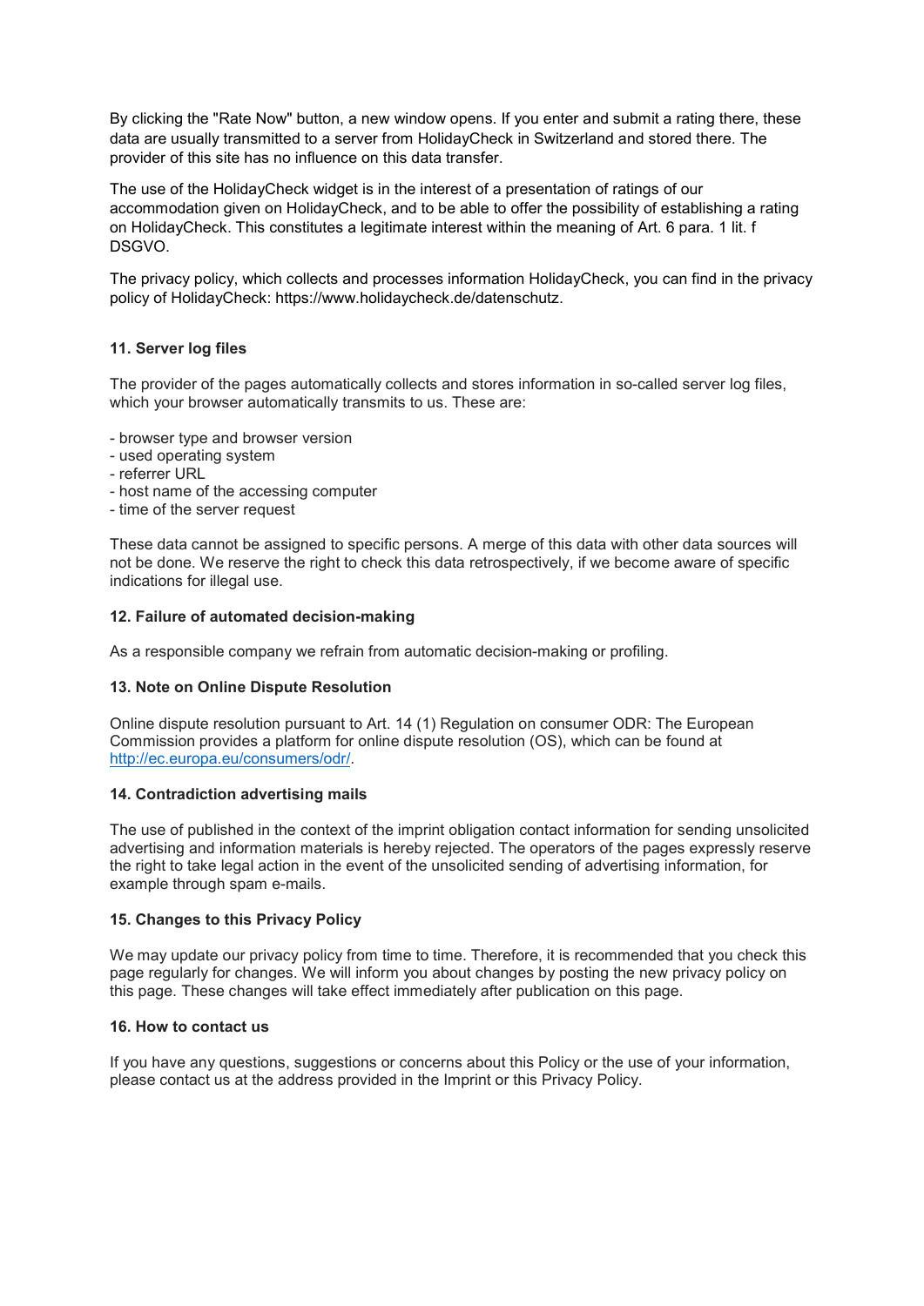By clicking the "Rate Now" button, a new window opens. If you enter and submit a rating there, these data are usually transmitted to a server from HolidayCheck in Switzerland and stored there. The provider of this site has no influence on this data transfer.

The use of the HolidayCheck widget is in the interest of a presentation of ratings of our accommodation given on HolidayCheck, and to be able to offer the possibility of establishing a rating on HolidayCheck. This constitutes a legitimate interest within the meaning of Art. 6 para. 1 lit. f DSGVO.

The privacy policy, which collects and processes information HolidayCheck, you can find in the privacy policy of HolidayCheck: https://www.holidaycheck.de/datenschutz.

### 11. Server log files

The provider of the pages automatically collects and stores information in so-called server log files, which your browser automatically transmits to us. These are:

- browser type and browser version
- used operating system
- referrer URL
- host name of the accessing computer
- time of the server request

These data cannot be assigned to specific persons. A merge of this data with other data sources will not be done. We reserve the right to check this data retrospectively, if we become aware of specific indications for illegal use.

### 12. Failure of automated decision-making

As a responsible company we refrain from automatic decision-making or profiling.

### 13. Note on Online Dispute Resolution

Online dispute resolution pursuant to Art. 14 (1) Regulation on consumer ODR: The European Commission provides a platform for online dispute resolution (OS), which can be found at [http://ec.europa.eu/consumers/odr/](http://ec.europa.eu/consumers/odr/).

### 14. Contradiction advertising mails

The use of published in the context of the imprint obligation contact information for sending unsolicited advertising and information materials is hereby rejected. The operators of the pages expressly reserve the right to take legal action in the event of the unsolicited sending of advertising information, for example through spam e-mails.

### 15. Changes to this Privacy Policy

We may update our privacy policy from time to time. Therefore, it is recommended that you check this page regularly for changes. We will inform you about changes by posting the new privacy policy on this page. These changes will take effect immediately after publication on this page.

### 16. How to contact us

If you have any questions, suggestions or concerns about this Policy or the use of your information, please contact us at the address provided in the Imprint or this Privacy Policy.